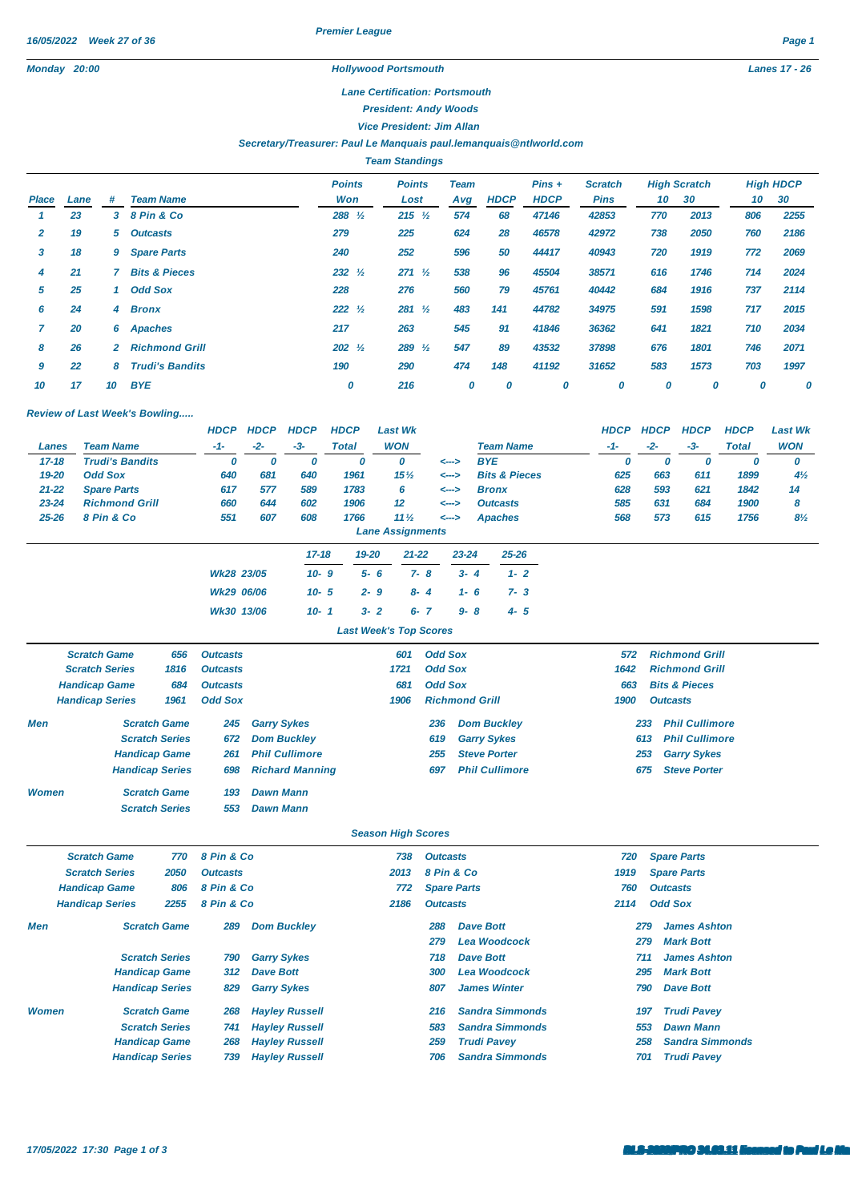**Premier League**

16/05/2022 Week 27 of 36

Monday 20:00 — **Hollywood Portsmouth** — Lanes 17 - 26

**Lane Certification: Portsmouth**

**President: Andy Woods**

**Vice President: Jim Allan**

**Secretary/Treasurer: Paul Le Manquais paul.lemanquais@ntlworld.com**

## Team Standings

| Place | Lane | # | Team Name | Points Won | Points Lost | Team Avg | HDCP | Pins + HDCP | Scratch Pins | High Scratch 10 | High Scratch 30 | High HDCP 10 | High HDCP 30 |
|---|---|---|---|---|---|---|---|---|---|---|---|---|---|
| 1 | 23 | 3 | 8 Pin & Co | 288 ½ | 215 ½ | 574 | 68 | 47146 | 42853 | 770 | 2013 | 806 | 2255 |
| 2 | 19 | 5 | Outcasts | 279 | 225 | 624 | 28 | 46578 | 42972 | 738 | 2050 | 760 | 2186 |
| 3 | 18 | 9 | Spare Parts | 240 | 252 | 596 | 50 | 44417 | 40943 | 720 | 1919 | 772 | 2069 |
| 4 | 21 | 7 | Bits & Pieces | 232 ½ | 271 ½ | 538 | 96 | 45504 | 38571 | 616 | 1746 | 714 | 2024 |
| 5 | 25 | 1 | Odd Sox | 228 | 276 | 560 | 79 | 45761 | 40442 | 684 | 1916 | 737 | 2114 |
| 6 | 24 | 4 | Bronx | 222 ½ | 281 ½ | 483 | 141 | 44782 | 34975 | 591 | 1598 | 717 | 2015 |
| 7 | 20 | 6 | Apaches | 217 | 263 | 545 | 91 | 41846 | 36362 | 641 | 1821 | 710 | 2034 |
| 8 | 26 | 2 | Richmond Grill | 202 ½ | 289 ½ | 547 | 89 | 43532 | 37898 | 676 | 1801 | 746 | 2071 |
| 9 | 22 | 8 | Trudi's Bandits | 190 | 290 | 474 | 148 | 41192 | 31652 | 583 | 1573 | 703 | 1997 |
| 10 | 17 | 10 | BYE | 0 | 216 | 0 | 0 | 0 | 0 | 0 | 0 | 0 | 0 |

### Review of Last Week's Bowling.....

| Lanes | Team Name | HDCP -1- | HDCP -2- | HDCP -3- | HDCP Total | Last Wk WON | | Team Name | HDCP -1- | HDCP -2- | HDCP -3- | HDCP Total | Last Wk WON |
|---|---|---|---|---|---|---|---|---|---|---|---|---|---|
| 17-18 | Trudi's Bandits | 0 | 0 | 0 | 0 | 0 | <---> | BYE | 0 | 0 | 0 | 0 | 0 |
| 19-20 | Odd Sox | 640 | 681 | 640 | 1961 | 15½ | <---> | Bits & Pieces | 625 | 663 | 611 | 1899 | 4½ |
| 21-22 | Spare Parts | 617 | 577 | 589 | 1783 | 6 | <---> | Bronx | 628 | 593 | 621 | 1842 | 14 |
| 23-24 | Richmond Grill | 660 | 644 | 602 | 1906 | 12 | <---> | Outcasts | 585 | 631 | 684 | 1900 | 8 |
| 25-26 | 8 Pin & Co | 551 | 607 | 608 | 1766 | 11½ | <---> | Apaches | 568 | 573 | 615 | 1756 | 8½ |

### Lane Assignments

| | 17-18 | 19-20 | 21-22 | 23-24 | 25-26 |
|---|---|---|---|---|---|
| Wk28 23/05 | 10- 9 | 5- 6 | 7- 8 | 3- 4 | 1- 2 |
| Wk29 06/06 | 10- 5 | 2- 9 | 8- 4 | 1- 6 | 7- 3 |
| Wk30 13/06 | 10- 1 | 3- 2 | 6- 7 | 9- 8 | 4- 5 |

### Last Week's Top Scores

| | | | | | | |
|---|---|---|---|---|---|---|
| Scratch Game | 656 | Outcasts | 601 | Odd Sox | 572 | Richmond Grill |
| Scratch Series | 1816 | Outcasts | 1721 | Odd Sox | 1642 | Richmond Grill |
| Handicap Game | 684 | Outcasts | 681 | Odd Sox | 663 | Bits & Pieces |
| Handicap Series | 1961 | Odd Sox | 1906 | Richmond Grill | 1900 | Outcasts |

| | | | | | | | |
|---|---|---|---|---|---|---|---|
| Men | Scratch Game | 245 | Garry Sykes | 236 | Dom Buckley | 233 | Phil Cullimore |
| | Scratch Series | 672 | Dom Buckley | 619 | Garry Sykes | 613 | Phil Cullimore |
| | Handicap Game | 261 | Phil Cullimore | 255 | Steve Porter | 253 | Garry Sykes |
| | Handicap Series | 698 | Richard Manning | 697 | Phil Cullimore | 675 | Steve Porter |
| Women | Scratch Game | 193 | Dawn Mann | | | | |
| | Scratch Series | 553 | Dawn Mann | | | | |

### Season High Scores

| | | | | | | |
|---|---|---|---|---|---|---|
| Scratch Game | 770 | 8 Pin & Co | 738 | Outcasts | 720 | Spare Parts |
| Scratch Series | 2050 | Outcasts | 2013 | 8 Pin & Co | 1919 | Spare Parts |
| Handicap Game | 806 | 8 Pin & Co | 772 | Spare Parts | 760 | Outcasts |
| Handicap Series | 2255 | 8 Pin & Co | 2186 | Outcasts | 2114 | Odd Sox |

| | | | | | | | |
|---|---|---|---|---|---|---|---|
| Men | Scratch Game | 289 | Dom Buckley | 288 | Dave Bott | 279 | James Ashton |
| | | | | 279 | Lea Woodcock | 279 | Mark Bott |
| | Scratch Series | 790 | Garry Sykes | 718 | Dave Bott | 711 | James Ashton |
| | Handicap Game | 312 | Dave Bott | 300 | Lea Woodcock | 295 | Mark Bott |
| | Handicap Series | 829 | Garry Sykes | 807 | James Winter | 790 | Dave Bott |
| Women | Scratch Game | 268 | Hayley Russell | 216 | Sandra Simmonds | 197 | Trudi Pavey |
| | Scratch Series | 741 | Hayley Russell | 583 | Sandra Simmonds | 553 | Dawn Mann |
| | Handicap Game | 268 | Hayley Russell | 259 | Trudi Pavey | 258 | Sandra Simmonds |
| | Handicap Series | 739 | Hayley Russell | 706 | Sandra Simmonds | 701 | Trudi Pavey |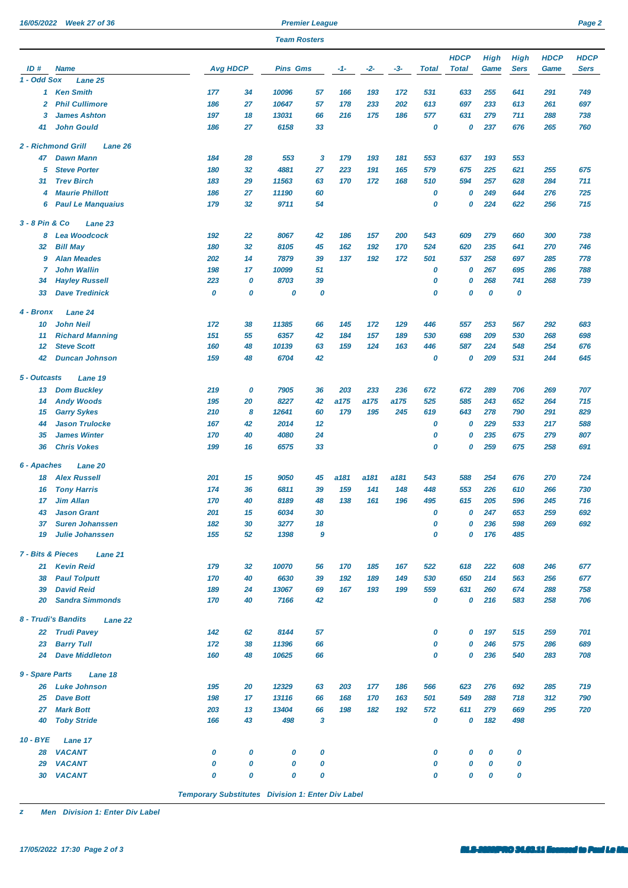## Premier League

### Team Rosters

| ID # | Name | Avg | HDCP | Pins | Gms | -1- | -2- | -3- | Total | HDCP Total | High Game | High Sers | HDCP Game | HDCP Sers |
|---|---|---|---|---|---|---|---|---|---|---|---|---|---|---|
| **1 - Odd Sox** | **Lane 25** | | | | | | | | | | | | | |
| 1 | Ken Smith | 177 | 34 | 10096 | 57 | 166 | 193 | 172 | 531 | 633 | 255 | 641 | 291 | 749 |
| 2 | Phil Cullimore | 186 | 27 | 10647 | 57 | 178 | 233 | 202 | 613 | 697 | 233 | 613 | 261 | 697 |
| 3 | James Ashton | 197 | 18 | 13031 | 66 | 216 | 175 | 186 | 577 | 631 | 279 | 711 | 288 | 738 |
| 41 | John Gould | 186 | 27 | 6158 | 33 | | | | 0 | 0 | 237 | 676 | 265 | 760 |
| **2 - Richmond Grill** | **Lane 26** | | | | | | | | | | | | | |
| 47 | Dawn Mann | 184 | 28 | 553 | 3 | 179 | 193 | 181 | 553 | 637 | 193 | 553 | | |
| 5 | Steve Porter | 180 | 32 | 4881 | 27 | 223 | 191 | 165 | 579 | 675 | 225 | 621 | 255 | 675 |
| 31 | Trev Birch | 183 | 29 | 11563 | 63 | 170 | 172 | 168 | 510 | 594 | 257 | 628 | 284 | 711 |
| 4 | Maurie Phillott | 186 | 27 | 11190 | 60 | | | | 0 | 0 | 249 | 644 | 276 | 725 |
| 6 | Paul Le Manquaius | 179 | 32 | 9711 | 54 | | | | 0 | 0 | 224 | 622 | 256 | 715 |
| **3 - 8 Pin & Co** | **Lane 23** | | | | | | | | | | | | | |
| 8 | Lea Woodcock | 192 | 22 | 8067 | 42 | 186 | 157 | 200 | 543 | 609 | 279 | 660 | 300 | 738 |
| 32 | Bill May | 180 | 32 | 8105 | 45 | 162 | 192 | 170 | 524 | 620 | 235 | 641 | 270 | 746 |
| 9 | Alan Meades | 202 | 14 | 7879 | 39 | 137 | 192 | 172 | 501 | 537 | 258 | 697 | 285 | 778 |
| 7 | John Wallin | 198 | 17 | 10099 | 51 | | | | 0 | 0 | 267 | 695 | 286 | 788 |
| 34 | Hayley Russell | 223 | 0 | 8703 | 39 | | | | 0 | 0 | 268 | 741 | 268 | 739 |
| 33 | Dave Tredinick | 0 | 0 | 0 | 0 | | | | 0 | 0 | 0 | 0 | | |
| **4 - Bronx** | **Lane 24** | | | | | | | | | | | | | |
| 10 | John Neil | 172 | 38 | 11385 | 66 | 145 | 172 | 129 | 446 | 557 | 253 | 567 | 292 | 683 |
| 11 | Richard Manning | 151 | 55 | 6357 | 42 | 184 | 157 | 189 | 530 | 698 | 268 | 530 | 268 | 698 |
| 12 | Steve Scott | 160 | 48 | 10139 | 63 | 159 | 124 | 163 | 446 | 587 | 224 | 548 | 254 | 676 |
| 42 | Duncan Johnson | 159 | 48 | 6704 | 42 | | | | 0 | 0 | 209 | 531 | 244 | 645 |
| **5 - Outcasts** | **Lane 19** | | | | | | | | | | | | | |
| 13 | Dom Buckley | 219 | 0 | 7905 | 36 | 203 | 233 | 236 | 672 | 672 | 289 | 706 | 269 | 707 |
| 14 | Andy Woods | 195 | 20 | 8227 | 42 | a175 | a175 | a175 | 525 | 585 | 243 | 652 | 264 | 715 |
| 15 | Garry Sykes | 210 | 8 | 12641 | 60 | 179 | 195 | 245 | 619 | 643 | 278 | 790 | 291 | 829 |
| 44 | Jason Trulocke | 167 | 42 | 2014 | 12 | | | | 0 | 0 | 229 | 533 | 217 | 588 |
| 35 | James Winter | 170 | 40 | 4080 | 24 | | | | 0 | 0 | 235 | 675 | 279 | 807 |
| 36 | Chris Vokes | 199 | 16 | 6575 | 33 | | | | 0 | 0 | 259 | 675 | 258 | 691 |
| **6 - Apaches** | **Lane 20** | | | | | | | | | | | | | |
| 18 | Alex Russell | 201 | 15 | 9050 | 45 | a181 | a181 | a181 | 543 | 588 | 254 | 676 | 270 | 724 |
| 16 | Tony Harris | 174 | 36 | 6811 | 39 | 159 | 141 | 148 | 448 | 553 | 226 | 610 | 266 | 730 |
| 17 | Jim Allan | 170 | 40 | 8189 | 48 | 138 | 161 | 196 | 495 | 615 | 205 | 596 | 245 | 716 |
| 43 | Jason Grant | 201 | 15 | 6034 | 30 | | | | 0 | 0 | 247 | 653 | 259 | 692 |
| 37 | Suren Johanssen | 182 | 30 | 3277 | 18 | | | | 0 | 0 | 236 | 598 | 269 | 692 |
| 19 | Julie Johanssen | 155 | 52 | 1398 | 9 | | | | 0 | 0 | 176 | 485 | | |
| **7 - Bits & Pieces** | **Lane 21** | | | | | | | | | | | | | |
| 21 | Kevin Reid | 179 | 32 | 10070 | 56 | 170 | 185 | 167 | 522 | 618 | 222 | 608 | 246 | 677 |
| 38 | Paul Tolputt | 170 | 40 | 6630 | 39 | 192 | 189 | 149 | 530 | 650 | 214 | 563 | 256 | 677 |
| 39 | David Reid | 189 | 24 | 13067 | 69 | 167 | 193 | 199 | 559 | 631 | 260 | 674 | 288 | 758 |
| 20 | Sandra Simmonds | 170 | 40 | 7166 | 42 | | | | 0 | 0 | 216 | 583 | 258 | 706 |
| **8 - Trudi's Bandits** | **Lane 22** | | | | | | | | | | | | | |
| 22 | Trudi Pavey | 142 | 62 | 8144 | 57 | | | | 0 | 0 | 197 | 515 | 259 | 701 |
| 23 | Barry Tull | 172 | 38 | 11396 | 66 | | | | 0 | 0 | 246 | 575 | 286 | 689 |
| 24 | Dave Middleton | 160 | 48 | 10625 | 66 | | | | 0 | 0 | 236 | 540 | 283 | 708 |
| **9 - Spare Parts** | **Lane 18** | | | | | | | | | | | | | |
| 26 | Luke Johnson | 195 | 20 | 12329 | 63 | 203 | 177 | 186 | 566 | 623 | 276 | 692 | 285 | 719 |
| 25 | Dave Bott | 198 | 17 | 13116 | 66 | 168 | 170 | 163 | 501 | 549 | 288 | 718 | 312 | 790 |
| 27 | Mark Bott | 203 | 13 | 13404 | 66 | 198 | 182 | 192 | 572 | 611 | 279 | 669 | 295 | 720 |
| 40 | Toby Stride | 166 | 43 | 498 | 3 | | | | 0 | 0 | 182 | 498 | | |
| **10 - BYE** | **Lane 17** | | | | | | | | | | | | | |
| 28 | VACANT | 0 | 0 | 0 | 0 | | | | 0 | 0 | 0 | 0 | | |
| 29 | VACANT | 0 | 0 | 0 | 0 | | | | 0 | 0 | 0 | 0 | | |
| 30 | VACANT | 0 | 0 | 0 | 0 | | | | 0 | 0 | 0 | 0 | | |

Temporary Substitutes Division 1: Enter Div Label

z Men Division 1: Enter Div Label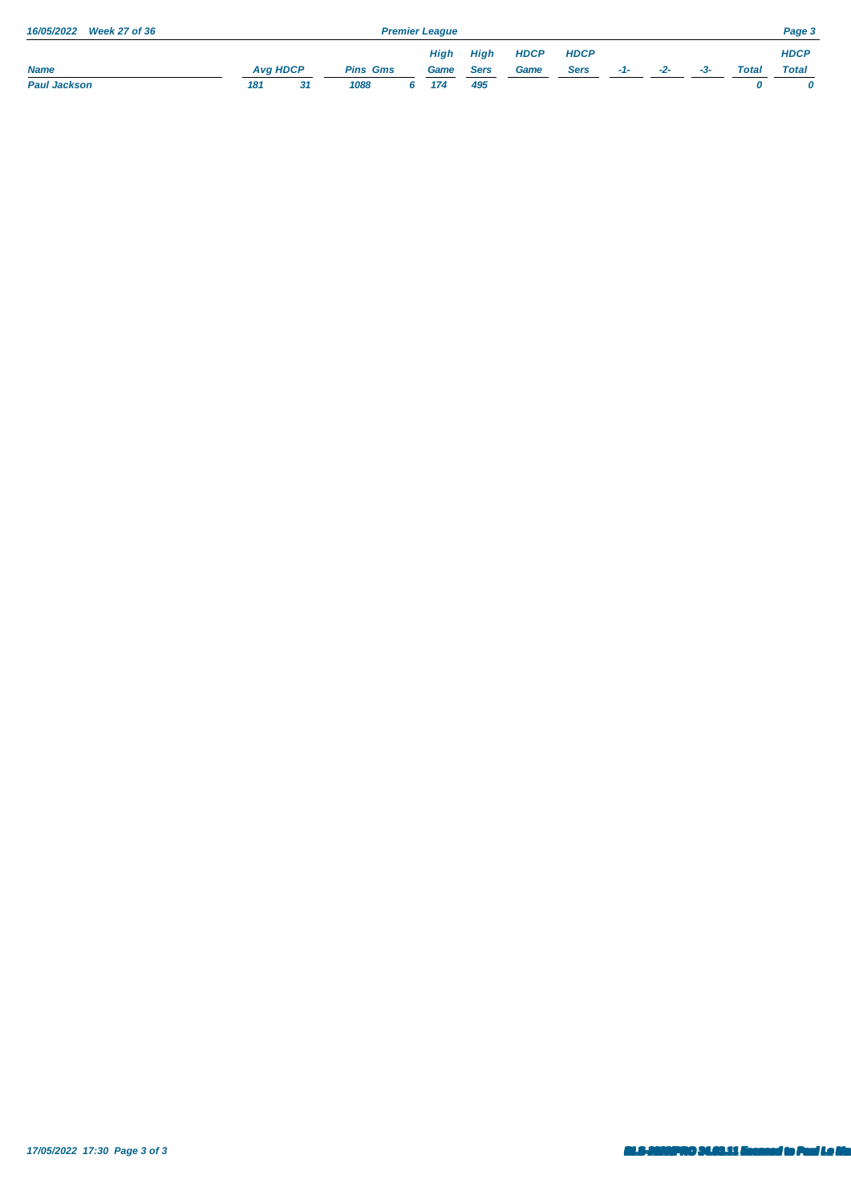| Name | Avg | HDCP | Pins | Gms | High Game | High Sers | HDCP Game | HDCP Sers | -1- | -2- | -3- | Total | HDCP Total |
|---|---|---|---|---|---|---|---|---|---|---|---|---|---|
| Paul Jackson | 181 | 31 | 1088 | 6 | 174 | 495 | | | | | | 0 | 0 |